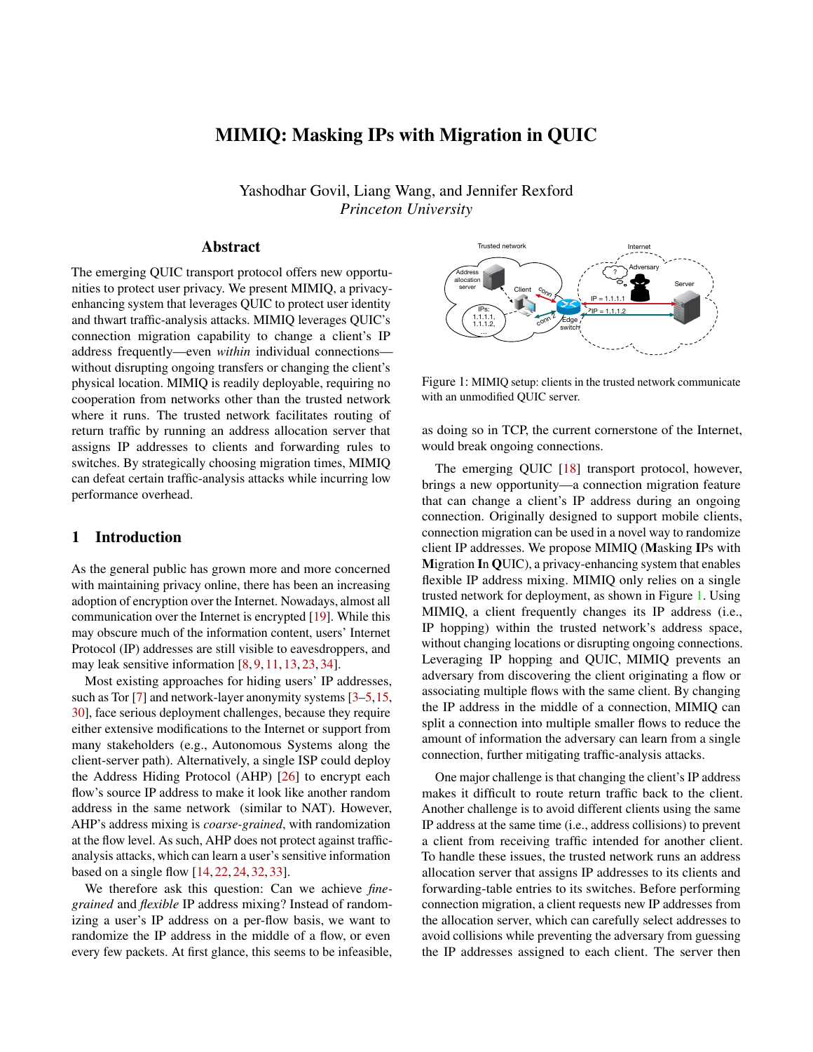# MIMIQ: Masking IPs with Migration in QUIC

Yashodhar Govil, Liang Wang, and Jennifer Rexford
*Princeton University*

## Abstract

The emerging QUIC transport protocol offers new opportunities to protect user privacy. We present MIMIQ, a privacy-enhancing system that leverages QUIC to protect user identity and thwart traffic-analysis attacks. MIMIQ leverages QUIC's connection migration capability to change a client's IP address frequently—even *within* individual connections—without disrupting ongoing transfers or changing the client's physical location. MIMIQ is readily deployable, requiring no cooperation from networks other than the trusted network where it runs. The trusted network facilitates routing of return traffic by running an address allocation server that assigns IP addresses to clients and forwarding rules to switches. By strategically choosing migration times, MIMIQ can defeat certain traffic-analysis attacks while incurring low performance overhead.

## 1 Introduction

As the general public has grown more and more concerned with maintaining privacy online, there has been an increasing adoption of encryption over the Internet. Nowadays, almost all communication over the Internet is encrypted [19]. While this may obscure much of the information content, users' Internet Protocol (IP) addresses are still visible to eavesdroppers, and may leak sensitive information [8, 9, 11, 13, 23, 34].

Most existing approaches for hiding users' IP addresses, such as Tor [7] and network-layer anonymity systems [3–5, 15, 30], face serious deployment challenges, because they require either extensive modifications to the Internet or support from many stakeholders (e.g., Autonomous Systems along the client-server path). Alternatively, a single ISP could deploy the Address Hiding Protocol (AHP) [26] to encrypt each flow's source IP address to make it look like another random address in the same network (similar to NAT). However, AHP's address mixing is *coarse-grained*, with randomization at the flow level. As such, AHP does not protect against traffic-analysis attacks, which can learn a user's sensitive information based on a single flow [14, 22, 24, 32, 33].

We therefore ask this question: Can we achieve *fine-grained* and *flexible* IP address mixing? Instead of randomizing a user's IP address on a per-flow basis, we want to randomize the IP address in the middle of a flow, or even every few packets. At first glance, this seems to be infeasible, as doing so in TCP, the current cornerstone of the Internet, would break ongoing connections.

Figure 1: MIMIQ setup: clients in the trusted network communicate with an unmodified QUIC server.

The emerging QUIC [18] transport protocol, however, brings a new opportunity—a connection migration feature that can change a client's IP address during an ongoing connection. Originally designed to support mobile clients, connection migration can be used in a novel way to randomize client IP addresses. We propose MIMIQ (**M**asking **I**Ps with **M**igration **I**n **Q**UIC), a privacy-enhancing system that enables flexible IP address mixing. MIMIQ only relies on a single trusted network for deployment, as shown in Figure 1. Using MIMIQ, a client frequently changes its IP address (i.e., IP hopping) within the trusted network's address space, without changing locations or disrupting ongoing connections. Leveraging IP hopping and QUIC, MIMIQ prevents an adversary from discovering the client originating a flow or associating multiple flows with the same client. By changing the IP address in the middle of a connection, MIMIQ can split a connection into multiple smaller flows to reduce the amount of information the adversary can learn from a single connection, further mitigating traffic-analysis attacks.

One major challenge is that changing the client's IP address makes it difficult to route return traffic back to the client. Another challenge is to avoid different clients using the same IP address at the same time (i.e., address collisions) to prevent a client from receiving traffic intended for another client. To handle these issues, the trusted network runs an address allocation server that assigns IP addresses to its clients and forwarding-table entries to its switches. Before performing connection migration, a client requests new IP addresses from the allocation server, which can carefully select addresses to avoid collisions while preventing the adversary from guessing the IP addresses assigned to each client. The server then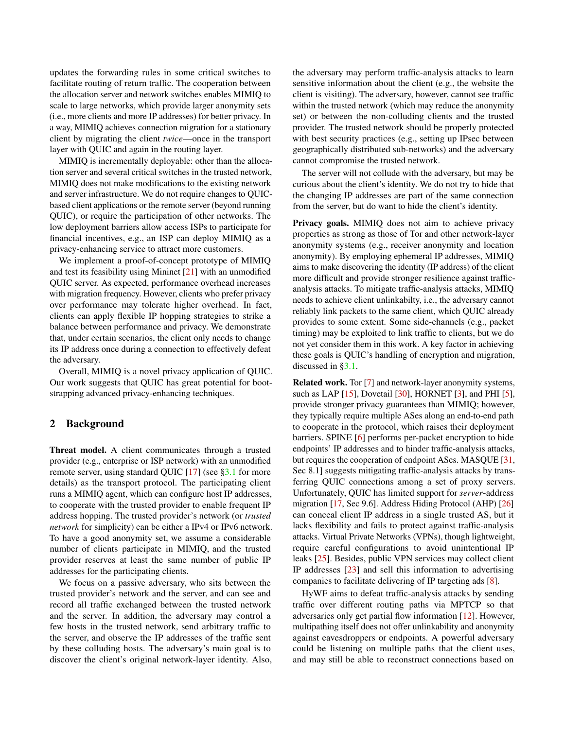updates the forwarding rules in some critical switches to facilitate routing of return traffic. The cooperation between the allocation server and network switches enables MIMIQ to scale to large networks, which provide larger anonymity sets (i.e., more clients and more IP addresses) for better privacy. In a way, MIMIQ achieves connection migration for a stationary client by migrating the client *twice*—once in the transport layer with QUIC and again in the routing layer.

MIMIQ is incrementally deployable: other than the allocation server and several critical switches in the trusted network, MIMIQ does not make modifications to the existing network and server infrastructure. We do not require changes to QUIC-based client applications or the remote server (beyond running QUIC), or require the participation of other networks. The low deployment barriers allow access ISPs to participate for financial incentives, e.g., an ISP can deploy MIMIQ as a privacy-enhancing service to attract more customers.

We implement a proof-of-concept prototype of MIMIQ and test its feasibility using Mininet [21] with an unmodified QUIC server. As expected, performance overhead increases with migration frequency. However, clients who prefer privacy over performance may tolerate higher overhead. In fact, clients can apply flexible IP hopping strategies to strike a balance between performance and privacy. We demonstrate that, under certain scenarios, the client only needs to change its IP address once during a connection to effectively defeat the adversary.

Overall, MIMIQ is a novel privacy application of QUIC. Our work suggests that QUIC has great potential for bootstrapping advanced privacy-enhancing techniques.

## 2 Background

**Threat model.** A client communicates through a trusted provider (e.g., enterprise or ISP network) with an unmodified remote server, using standard QUIC [17] (see §3.1 for more details) as the transport protocol. The participating client runs a MIMIQ agent, which can configure host IP addresses, to cooperate with the trusted provider to enable frequent IP address hopping. The trusted provider's network (or *trusted network* for simplicity) can be either a IPv4 or IPv6 network. To have a good anonymity set, we assume a considerable number of clients participate in MIMIQ, and the trusted provider reserves at least the same number of public IP addresses for the participating clients.

We focus on a passive adversary, who sits between the trusted provider's network and the server, and can see and record all traffic exchanged between the trusted network and the server. In addition, the adversary may control a few hosts in the trusted network, send arbitrary traffic to the server, and observe the IP addresses of the traffic sent by these colluding hosts. The adversary's main goal is to discover the client's original network-layer identity. Also, the adversary may perform traffic-analysis attacks to learn sensitive information about the client (e.g., the website the client is visiting). The adversary, however, cannot see traffic within the trusted network (which may reduce the anonymity set) or between the non-colluding clients and the trusted provider. The trusted network should be properly protected with best security practices (e.g., setting up IPsec between geographically distributed sub-networks) and the adversary cannot compromise the trusted network.

The server will not collude with the adversary, but may be curious about the client's identity. We do not try to hide that the changing IP addresses are part of the same connection from the server, but do want to hide the client's identity.

**Privacy goals.** MIMIQ does not aim to achieve privacy properties as strong as those of Tor and other network-layer anonymity systems (e.g., receiver anonymity and location anonymity). By employing ephemeral IP addresses, MIMIQ aims to make discovering the identity (IP address) of the client more difficult and provide stronger resilience against traffic-analysis attacks. To mitigate traffic-analysis attacks, MIMIQ needs to achieve client unlinkabilty, i.e., the adversary cannot reliably link packets to the same client, which QUIC already provides to some extent. Some side-channels (e.g., packet timing) may be exploited to link traffic to clients, but we do not yet consider them in this work. A key factor in achieving these goals is QUIC's handling of encryption and migration, discussed in §3.1.

**Related work.** Tor [7] and network-layer anonymity systems, such as LAP [15], Dovetail [30], HORNET [3], and PHI [5], provide stronger privacy guarantees than MIMIQ; however, they typically require multiple ASes along an end-to-end path to cooperate in the protocol, which raises their deployment barriers. SPINE [6] performs per-packet encryption to hide endpoints' IP addresses and to hinder traffic-analysis attacks, but requires the cooperation of endpoint ASes. MASQUE [31, Sec 8.1] suggests mitigating traffic-analysis attacks by transferring QUIC connections among a set of proxy servers. Unfortunately, QUIC has limited support for *server*-address migration [17, Sec 9.6]. Address Hiding Protocol (AHP) [26] can conceal client IP address in a single trusted AS, but it lacks flexibility and fails to protect against traffic-analysis attacks. Virtual Private Networks (VPNs), though lightweight, require careful configurations to avoid unintentional IP leaks [25]. Besides, public VPN services may collect client IP addresses [23] and sell this information to advertising companies to facilitate delivering of IP targeting ads [8].

HyWF aims to defeat traffic-analysis attacks by sending traffic over different routing paths via MPTCP so that adversaries only get partial flow information [12]. However, multipathing itself does not offer unlinkability and anonymity against eavesdroppers or endpoints. A powerful adversary could be listening on multiple paths that the client uses, and may still be able to reconstruct connections based on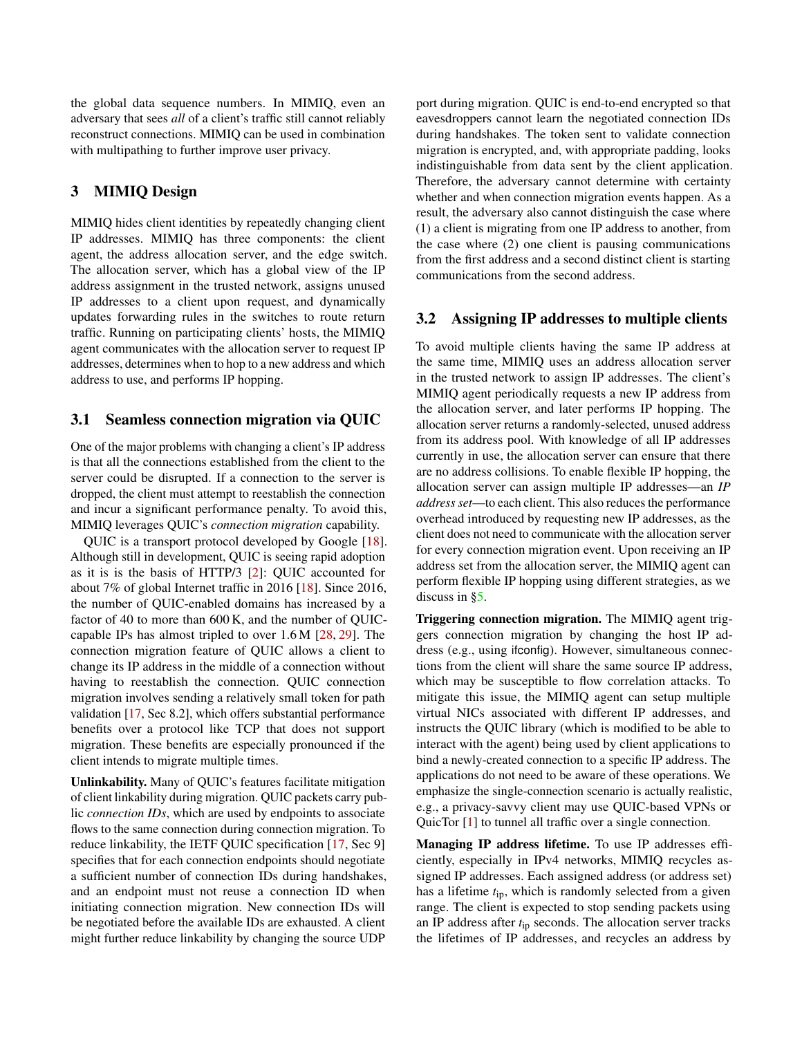the global data sequence numbers. In MIMIQ, even an adversary that sees *all* of a client's traffic still cannot reliably reconstruct connections. MIMIQ can be used in combination with multipathing to further improve user privacy.

## 3 MIMIQ Design

MIMIQ hides client identities by repeatedly changing client IP addresses. MIMIQ has three components: the client agent, the address allocation server, and the edge switch. The allocation server, which has a global view of the IP address assignment in the trusted network, assigns unused IP addresses to a client upon request, and dynamically updates forwarding rules in the switches to route return traffic. Running on participating clients' hosts, the MIMIQ agent communicates with the allocation server to request IP addresses, determines when to hop to a new address and which address to use, and performs IP hopping.

### 3.1 Seamless connection migration via QUIC

One of the major problems with changing a client's IP address is that all the connections established from the client to the server could be disrupted. If a connection to the server is dropped, the client must attempt to reestablish the connection and incur a significant performance penalty. To avoid this, MIMIQ leverages QUIC's *connection migration* capability.

QUIC is a transport protocol developed by Google [18]. Although still in development, QUIC is seeing rapid adoption as it is is the basis of HTTP/3 [2]: QUIC accounted for about 7% of global Internet traffic in 2016 [18]. Since 2016, the number of QUIC-enabled domains has increased by a factor of 40 to more than 600 K, and the number of QUIC-capable IPs has almost tripled to over 1.6 M [28, 29]. The connection migration feature of QUIC allows a client to change its IP address in the middle of a connection without having to reestablish the connection. QUIC connection migration involves sending a relatively small token for path validation [17, Sec 8.2], which offers substantial performance benefits over a protocol like TCP that does not support migration. These benefits are especially pronounced if the client intends to migrate multiple times.

**Unlinkability.** Many of QUIC's features facilitate mitigation of client linkability during migration. QUIC packets carry public *connection IDs*, which are used by endpoints to associate flows to the same connection during connection migration. To reduce linkability, the IETF QUIC specification [17, Sec 9] specifies that for each connection endpoints should negotiate a sufficient number of connection IDs during handshakes, and an endpoint must not reuse a connection ID when initiating connection migration. New connection IDs will be negotiated before the available IDs are exhausted. A client might further reduce linkability by changing the source UDP port during migration. QUIC is end-to-end encrypted so that eavesdroppers cannot learn the negotiated connection IDs during handshakes. The token sent to validate connection migration is encrypted, and, with appropriate padding, looks indistinguishable from data sent by the client application. Therefore, the adversary cannot determine with certainty whether and when connection migration events happen. As a result, the adversary also cannot distinguish the case where (1) a client is migrating from one IP address to another, from the case where (2) one client is pausing communications from the first address and a second distinct client is starting communications from the second address.

### 3.2 Assigning IP addresses to multiple clients

To avoid multiple clients having the same IP address at the same time, MIMIQ uses an address allocation server in the trusted network to assign IP addresses. The client's MIMIQ agent periodically requests a new IP address from the allocation server, and later performs IP hopping. The allocation server returns a randomly-selected, unused address from its address pool. With knowledge of all IP addresses currently in use, the allocation server can ensure that there are no address collisions. To enable flexible IP hopping, the allocation server can assign multiple IP addresses—an *IP address set*—to each client. This also reduces the performance overhead introduced by requesting new IP addresses, as the client does not need to communicate with the allocation server for every connection migration event. Upon receiving an IP address set from the allocation server, the MIMIQ agent can perform flexible IP hopping using different strategies, as we discuss in §5.

**Triggering connection migration.** The MIMIQ agent triggers connection migration by changing the host IP address (e.g., using ifconfig). However, simultaneous connections from the client will share the same source IP address, which may be susceptible to flow correlation attacks. To mitigate this issue, the MIMIQ agent can setup multiple virtual NICs associated with different IP addresses, and instructs the QUIC library (which is modified to be able to interact with the agent) being used by client applications to bind a newly-created connection to a specific IP address. The applications do not need to be aware of these operations. We emphasize the single-connection scenario is actually realistic, e.g., a privacy-savvy client may use QUIC-based VPNs or QuicTor [1] to tunnel all traffic over a single connection.

**Managing IP address lifetime.** To use IP addresses efficiently, especially in IPv4 networks, MIMIQ recycles assigned IP addresses. Each assigned address (or address set) has a lifetime $t_{\text{ip}}$, which is randomly selected from a given range. The client is expected to stop sending packets using an IP address after $t_{\text{ip}}$ seconds. The allocation server tracks the lifetimes of IP addresses, and recycles an address by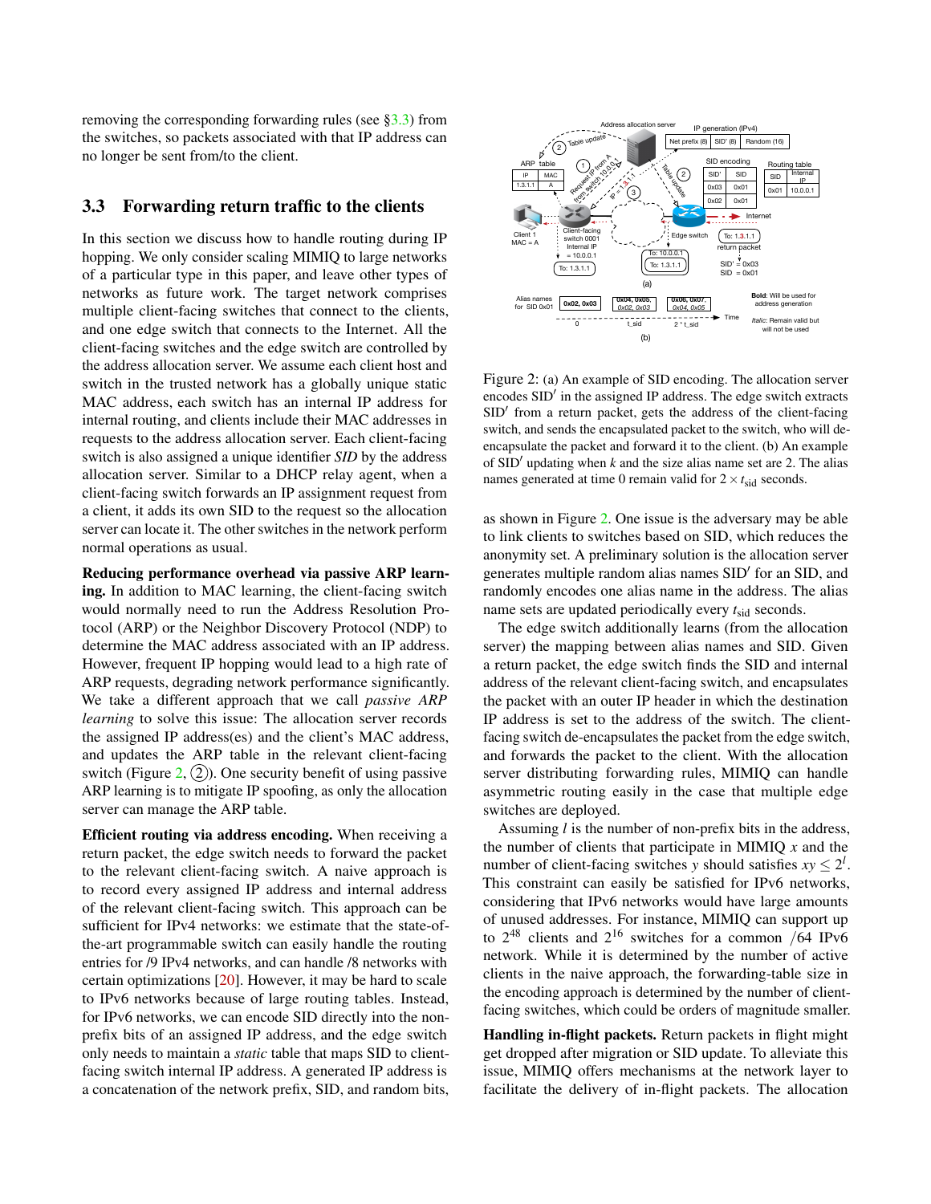removing the corresponding forwarding rules (see §3.3) from the switches, so packets associated with that IP address can no longer be sent from/to the client.

## 3.3 Forwarding return traffic to the clients

In this section we discuss how to handle routing during IP hopping. We only consider scaling MIMIQ to large networks of a particular type in this paper, and leave other types of networks as future work. The target network comprises multiple client-facing switches that connect to the clients, and one edge switch that connects to the Internet. All the client-facing switches and the edge switch are controlled by the address allocation server. We assume each client host and switch in the trusted network has a globally unique static MAC address, each switch has an internal IP address for internal routing, and clients include their MAC addresses in requests to the address allocation server. Each client-facing switch is also assigned a unique identifier ***SID*** by the address allocation server. Similar to a DHCP relay agent, when a client-facing switch forwards an IP assignment request from a client, it adds its own SID to the request so the allocation server can locate it. The other switches in the network perform normal operations as usual.

**Reducing performance overhead via passive ARP learning.** In addition to MAC learning, the client-facing switch would normally need to run the Address Resolution Protocol (ARP) or the Neighbor Discovery Protocol (NDP) to determine the MAC address associated with an IP address. However, frequent IP hopping would lead to a high rate of ARP requests, degrading network performance significantly. We take a different approach that we call *passive ARP learning* to solve this issue: The allocation server records the assigned IP address(es) and the client's MAC address, and updates the ARP table in the relevant client-facing switch (Figure 2, ②). One security benefit of using passive ARP learning is to mitigate IP spoofing, as only the allocation server can manage the ARP table.

**Efficient routing via address encoding.** When receiving a return packet, the edge switch needs to forward the packet to the relevant client-facing switch. A naive approach is to record every assigned IP address and internal address of the relevant client-facing switch. This approach can be sufficient for IPv4 networks: we estimate that the state-of-the-art programmable switch can easily handle the routing entries for /9 IPv4 networks, and can handle /8 networks with certain optimizations [20]. However, it may be hard to scale to IPv6 networks because of large routing tables. Instead, for IPv6 networks, we can encode SID directly into the non-prefix bits of an assigned IP address, and the edge switch only needs to maintain a *static* table that maps SID to client-facing switch internal IP address. A generated IP address is a concatenation of the network prefix, SID, and random bits, as shown in Figure 2. One issue is the adversary may be able to link clients to switches based on SID, which reduces the anonymity set. A preliminary solution is the allocation server generates multiple random alias names SID′ for an SID, and randomly encodes one alias name in the address. The alias name sets are updated periodically every $t_{\text{sid}}$ seconds.

Figure 2: (a) An example of SID encoding. The allocation server encodes SID′ in the assigned IP address. The edge switch extracts SID′ from a return packet, gets the address of the client-facing switch, and sends the encapsulated packet to the switch, who will de-encapsulate the packet and forward it to the client. (b) An example of SID′ updating when $k$ and the size alias name set are 2. The alias names generated at time 0 remain valid for $2 \times t_{\text{sid}}$ seconds.

The edge switch additionally learns (from the allocation server) the mapping between alias names and SID. Given a return packet, the edge switch finds the SID and internal address of the relevant client-facing switch, and encapsulates the packet with an outer IP header in which the destination IP address is set to the address of the switch. The client-facing switch de-encapsulates the packet from the edge switch, and forwards the packet to the client. With the allocation server distributing forwarding rules, MIMIQ can handle asymmetric routing easily in the case that multiple edge switches are deployed.

Assuming $l$ is the number of non-prefix bits in the address, the number of clients that participate in MIMIQ $x$ and the number of client-facing switches $y$ should satisfies $xy \leq 2^l$. This constraint can easily be satisfied for IPv6 networks, considering that IPv6 networks would have large amounts of unused addresses. For instance, MIMIQ can support up to $2^{48}$ clients and $2^{16}$ switches for a common /64 IPv6 network. While it is determined by the number of active clients in the naive approach, the forwarding-table size in the encoding approach is determined by the number of client-facing switches, which could be orders of magnitude smaller.

**Handling in-flight packets.** Return packets in flight might get dropped after migration or SID update. To alleviate this issue, MIMIQ offers mechanisms at the network layer to facilitate the delivery of in-flight packets. The allocation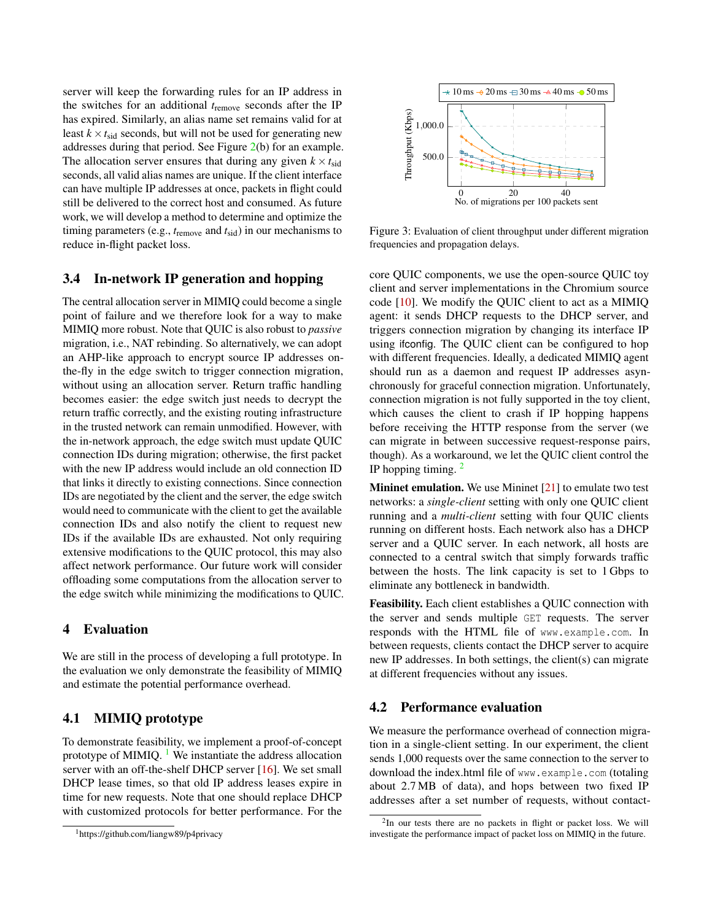server will keep the forwarding rules for an IP address in the switches for an additional $t_{\text{remove}}$ seconds after the IP has expired. Similarly, an alias name set remains valid for at least $k \times t_{\text{sid}}$ seconds, but will not be used for generating new addresses during that period. See Figure 2(b) for an example. The allocation server ensures that during any given $k \times t_{\text{sid}}$ seconds, all valid alias names are unique. If the client interface can have multiple IP addresses at once, packets in flight could still be delivered to the correct host and consumed. As future work, we will develop a method to determine and optimize the timing parameters (e.g., $t_{\text{remove}}$ and $t_{\text{sid}}$) in our mechanisms to reduce in-flight packet loss.

## 3.4 In-network IP generation and hopping

The central allocation server in MIMIQ could become a single point of failure and we therefore look for a way to make MIMIQ more robust. Note that QUIC is also robust to *passive* migration, i.e., NAT rebinding. So alternatively, we can adopt an AHP-like approach to encrypt source IP addresses on-the-fly in the edge switch to trigger connection migration, without using an allocation server. Return traffic handling becomes easier: the edge switch just needs to decrypt the return traffic correctly, and the existing routing infrastructure in the trusted network can remain unmodified. However, with the in-network approach, the edge switch must update QUIC connection IDs during migration; otherwise, the first packet with the new IP address would include an old connection ID that links it directly to existing connections. Since connection IDs are negotiated by the client and the server, the edge switch would need to communicate with the client to get the available connection IDs and also notify the client to request new IDs if the available IDs are exhausted. Not only requiring extensive modifications to the QUIC protocol, this may also affect network performance. Our future work will consider offloading some computations from the allocation server to the edge switch while minimizing the modifications to QUIC.

# 4 Evaluation

We are still in the process of developing a full prototype. In the evaluation we only demonstrate the feasibility of MIMIQ and estimate the potential performance overhead.

## 4.1 MIMIQ prototype

To demonstrate feasibility, we implement a proof-of-concept prototype of MIMIQ. [1] We instantiate the address allocation server with an off-the-shelf DHCP server [16]. We set small DHCP lease times, so that old IP address leases expire in time for new requests. Note that one should replace DHCP with customized protocols for better performance. For the core QUIC components, we use the open-source QUIC toy client and server implementations in the Chromium source code [10]. We modify the QUIC client to act as a MIMIQ agent: it sends DHCP requests to the DHCP server, and triggers connection migration by changing its interface IP using ifconfig. The QUIC client can be configured to hop with different frequencies. Ideally, a dedicated MIMIQ agent should run as a daemon and request IP addresses asynchronously for graceful connection migration. Unfortunately, connection migration is not fully supported in the toy client, which causes the client to crash if IP hopping happens before receiving the HTTP response from the server (we can migrate in between successive request-response pairs, though). As a workaround, we let the QUIC client control the IP hopping timing. [2]

Figure 3: Evaluation of client throughput under different migration frequencies and propagation delays.

**Mininet emulation.** We use Mininet [21] to emulate two test networks: a *single-client* setting with only one QUIC client running and a *multi-client* setting with four QUIC clients running on different hosts. Each network also has a DHCP server and a QUIC server. In each network, all hosts are connected to a central switch that simply forwards traffic between the hosts. The link capacity is set to 1 Gbps to eliminate any bottleneck in bandwidth.

**Feasibility.** Each client establishes a QUIC connection with the server and sends multiple `GET` requests. The server responds with the HTML file of `www.example.com`. In between requests, clients contact the DHCP server to acquire new IP addresses. In both settings, the client(s) can migrate at different frequencies without any issues.

## 4.2 Performance evaluation

We measure the performance overhead of connection migration in a single-client setting. In our experiment, the client sends 1,000 requests over the same connection to the server to download the index.html file of `www.example.com` (totaling about 2.7 MB of data), and hops between two fixed IP addresses after a set number of requests, without contact-

[1] https://github.com/liangw89/p4privacy

[2] In our tests there are no packets in flight or packet loss. We will investigate the performance impact of packet loss on MIMIQ in the future.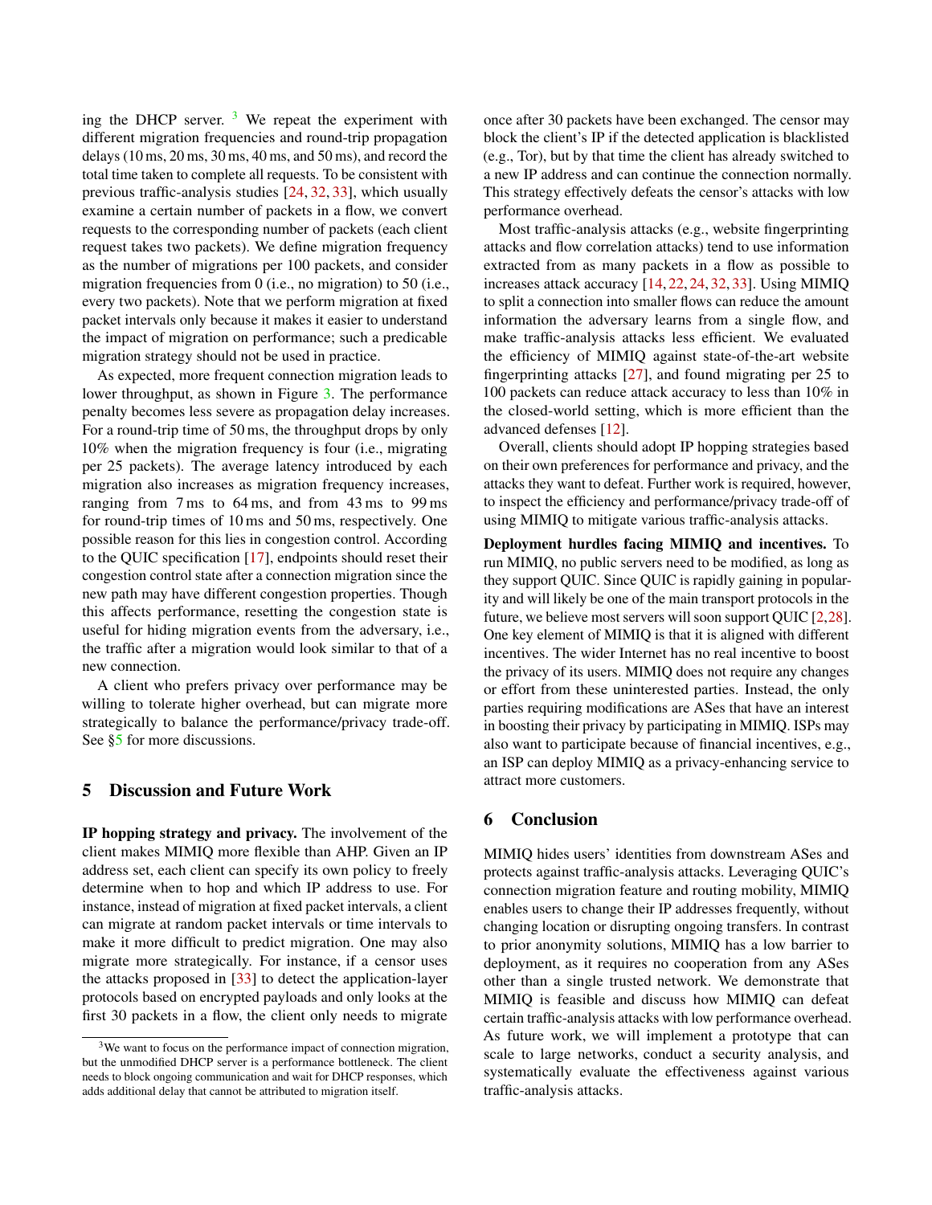ing the DHCP server. [3] We repeat the experiment with different migration frequencies and round-trip propagation delays (10 ms, 20 ms, 30 ms, 40 ms, and 50 ms), and record the total time taken to complete all requests. To be consistent with previous traffic-analysis studies [24, 32, 33], which usually examine a certain number of packets in a flow, we convert requests to the corresponding number of packets (each client request takes two packets). We define migration frequency as the number of migrations per 100 packets, and consider migration frequencies from 0 (i.e., no migration) to 50 (i.e., every two packets). Note that we perform migration at fixed packet intervals only because it makes it easier to understand the impact of migration on performance; such a predicable migration strategy should not be used in practice.

As expected, more frequent connection migration leads to lower throughput, as shown in Figure 3. The performance penalty becomes less severe as propagation delay increases. For a round-trip time of 50 ms, the throughput drops by only 10% when the migration frequency is four (i.e., migrating per 25 packets). The average latency introduced by each migration also increases as migration frequency increases, ranging from 7 ms to 64 ms, and from 43 ms to 99 ms for round-trip times of 10 ms and 50 ms, respectively. One possible reason for this lies in congestion control. According to the QUIC specification [17], endpoints should reset their congestion control state after a connection migration since the new path may have different congestion properties. Though this affects performance, resetting the congestion state is useful for hiding migration events from the adversary, i.e., the traffic after a migration would look similar to that of a new connection.

A client who prefers privacy over performance may be willing to tolerate higher overhead, but can migrate more strategically to balance the performance/privacy trade-off. See §5 for more discussions.

[3] We want to focus on the performance impact of connection migration, but the unmodified DHCP server is a performance bottleneck. The client needs to block ongoing communication and wait for DHCP responses, which adds additional delay that cannot be attributed to migration itself.

## 5 Discussion and Future Work

**IP hopping strategy and privacy.** The involvement of the client makes MIMIQ more flexible than AHP. Given an IP address set, each client can specify its own policy to freely determine when to hop and which IP address to use. For instance, instead of migration at fixed packet intervals, a client can migrate at random packet intervals or time intervals to make it more difficult to predict migration. One may also migrate more strategically. For instance, if a censor uses the attacks proposed in [33] to detect the application-layer protocols based on encrypted payloads and only looks at the first 30 packets in a flow, the client only needs to migrate once after 30 packets have been exchanged. The censor may block the client's IP if the detected application is blacklisted (e.g., Tor), but by that time the client has already switched to a new IP address and can continue the connection normally. This strategy effectively defeats the censor's attacks with low performance overhead.

Most traffic-analysis attacks (e.g., website fingerprinting attacks and flow correlation attacks) tend to use information extracted from as many packets in a flow as possible to increases attack accuracy [14, 22, 24, 32, 33]. Using MIMIQ to split a connection into smaller flows can reduce the amount information the adversary learns from a single flow, and make traffic-analysis attacks less efficient. We evaluated the efficiency of MIMIQ against state-of-the-art website fingerprinting attacks [27], and found migrating per 25 to 100 packets can reduce attack accuracy to less than 10% in the closed-world setting, which is more efficient than the advanced defenses [12].

Overall, clients should adopt IP hopping strategies based on their own preferences for performance and privacy, and the attacks they want to defeat. Further work is required, however, to inspect the efficiency and performance/privacy trade-off of using MIMIQ to mitigate various traffic-analysis attacks.

**Deployment hurdles facing MIMIQ and incentives.** To run MIMIQ, no public servers need to be modified, as long as they support QUIC. Since QUIC is rapidly gaining in popularity and will likely be one of the main transport protocols in the future, we believe most servers will soon support QUIC [2,28]. One key element of MIMIQ is that it is aligned with different incentives. The wider Internet has no real incentive to boost the privacy of its users. MIMIQ does not require any changes or effort from these uninterested parties. Instead, the only parties requiring modifications are ASes that have an interest in boosting their privacy by participating in MIMIQ. ISPs may also want to participate because of financial incentives, e.g., an ISP can deploy MIMIQ as a privacy-enhancing service to attract more customers.

## 6 Conclusion

MIMIQ hides users' identities from downstream ASes and protects against traffic-analysis attacks. Leveraging QUIC's connection migration feature and routing mobility, MIMIQ enables users to change their IP addresses frequently, without changing location or disrupting ongoing transfers. In contrast to prior anonymity solutions, MIMIQ has a low barrier to deployment, as it requires no cooperation from any ASes other than a single trusted network. We demonstrate that MIMIQ is feasible and discuss how MIMIQ can defeat certain traffic-analysis attacks with low performance overhead. As future work, we will implement a prototype that can scale to large networks, conduct a security analysis, and systematically evaluate the effectiveness against various traffic-analysis attacks.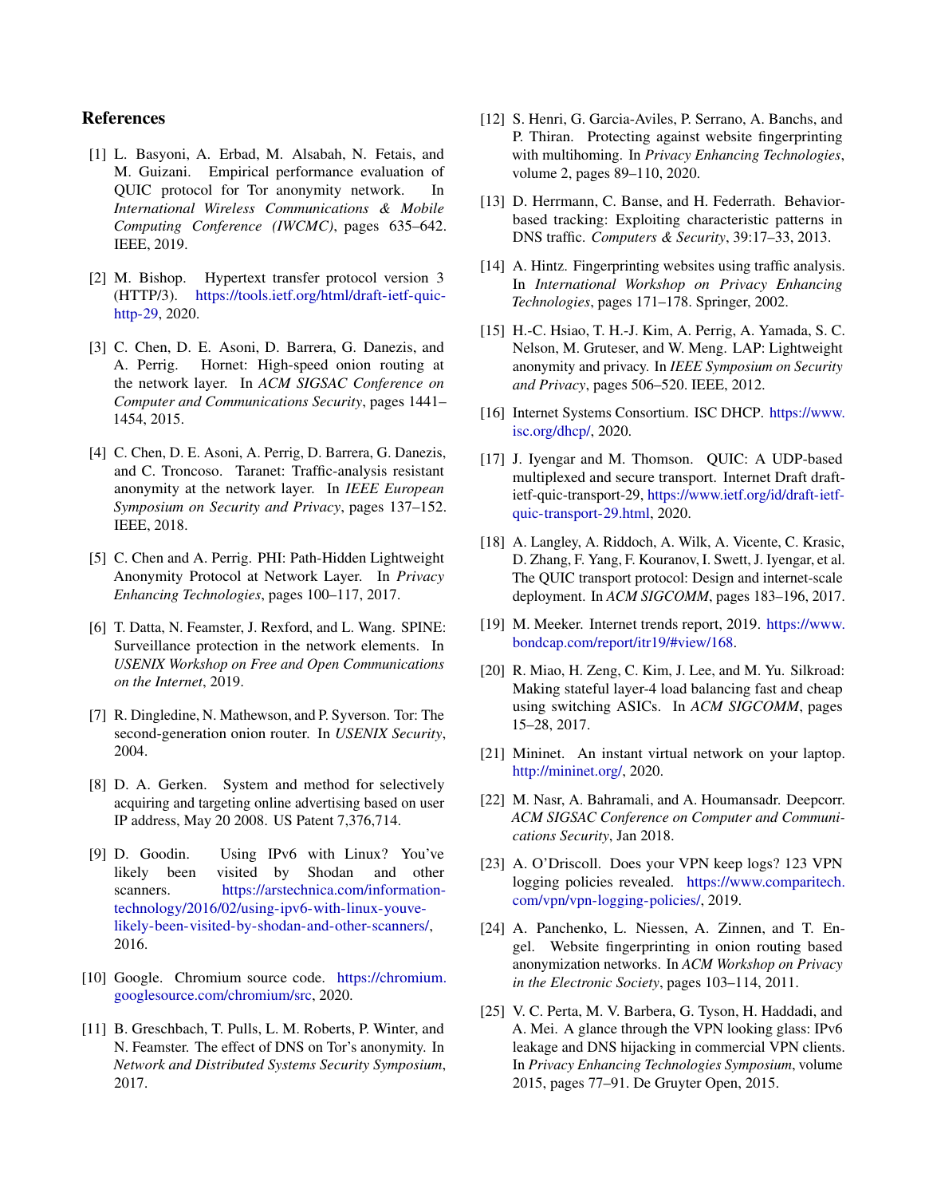## References

[1] L. Basyoni, A. Erbad, M. Alsabah, N. Fetais, and M. Guizani. Empirical performance evaluation of QUIC protocol for Tor anonymity network. In *International Wireless Communications & Mobile Computing Conference (IWCMC)*, pages 635–642. IEEE, 2019.

[2] M. Bishop. Hypertext transfer protocol version 3 (HTTP/3). https://tools.ietf.org/html/draft-ietf-quic-http-29, 2020.

[3] C. Chen, D. E. Asoni, D. Barrera, G. Danezis, and A. Perrig. Hornet: High-speed onion routing at the network layer. In *ACM SIGSAC Conference on Computer and Communications Security*, pages 1441–1454, 2015.

[4] C. Chen, D. E. Asoni, A. Perrig, D. Barrera, G. Danezis, and C. Troncoso. Taranet: Traffic-analysis resistant anonymity at the network layer. In *IEEE European Symposium on Security and Privacy*, pages 137–152. IEEE, 2018.

[5] C. Chen and A. Perrig. PHI: Path-Hidden Lightweight Anonymity Protocol at Network Layer. In *Privacy Enhancing Technologies*, pages 100–117, 2017.

[6] T. Datta, N. Feamster, J. Rexford, and L. Wang. SPINE: Surveillance protection in the network elements. In *USENIX Workshop on Free and Open Communications on the Internet*, 2019.

[7] R. Dingledine, N. Mathewson, and P. Syverson. Tor: The second-generation onion router. In *USENIX Security*, 2004.

[8] D. A. Gerken. System and method for selectively acquiring and targeting online advertising based on user IP address, May 20 2008. US Patent 7,376,714.

[9] D. Goodin. Using IPv6 with Linux? You've likely been visited by Shodan and other scanners. https://arstechnica.com/information-technology/2016/02/using-ipv6-with-linux-youve-likely-been-visited-by-shodan-and-other-scanners/, 2016.

[10] Google. Chromium source code. https://chromium.googlesource.com/chromium/src, 2020.

[11] B. Greschbach, T. Pulls, L. M. Roberts, P. Winter, and N. Feamster. The effect of DNS on Tor's anonymity. In *Network and Distributed Systems Security Symposium*, 2017.

[12] S. Henri, G. Garcia-Aviles, P. Serrano, A. Banchs, and P. Thiran. Protecting against website fingerprinting with multihoming. In *Privacy Enhancing Technologies*, volume 2, pages 89–110, 2020.

[13] D. Herrmann, C. Banse, and H. Federrath. Behavior-based tracking: Exploiting characteristic patterns in DNS traffic. *Computers & Security*, 39:17–33, 2013.

[14] A. Hintz. Fingerprinting websites using traffic analysis. In *International Workshop on Privacy Enhancing Technologies*, pages 171–178. Springer, 2002.

[15] H.-C. Hsiao, T. H.-J. Kim, A. Perrig, A. Yamada, S. C. Nelson, M. Gruteser, and W. Meng. LAP: Lightweight anonymity and privacy. In *IEEE Symposium on Security and Privacy*, pages 506–520. IEEE, 2012.

[16] Internet Systems Consortium. ISC DHCP. https://www.isc.org/dhcp/, 2020.

[17] J. Iyengar and M. Thomson. QUIC: A UDP-based multiplexed and secure transport. Internet Draft draft-ietf-quic-transport-29, https://www.ietf.org/id/draft-ietf-quic-transport-29.html, 2020.

[18] A. Langley, A. Riddoch, A. Wilk, A. Vicente, C. Krasic, D. Zhang, F. Yang, F. Kouranov, I. Swett, J. Iyengar, et al. The QUIC transport protocol: Design and internet-scale deployment. In *ACM SIGCOMM*, pages 183–196, 2017.

[19] M. Meeker. Internet trends report, 2019. https://www.bondcap.com/report/itr19/#view/168.

[20] R. Miao, H. Zeng, C. Kim, J. Lee, and M. Yu. Silkroad: Making stateful layer-4 load balancing fast and cheap using switching ASICs. In *ACM SIGCOMM*, pages 15–28, 2017.

[21] Mininet. An instant virtual network on your laptop. http://mininet.org/, 2020.

[22] M. Nasr, A. Bahramali, and A. Houmansadr. Deepcorr. *ACM SIGSAC Conference on Computer and Communications Security*, Jan 2018.

[23] A. O'Driscoll. Does your VPN keep logs? 123 VPN logging policies revealed. https://www.comparitech.com/vpn/vpn-logging-policies/, 2019.

[24] A. Panchenko, L. Niessen, A. Zinnen, and T. Engel. Website fingerprinting in onion routing based anonymization networks. In *ACM Workshop on Privacy in the Electronic Society*, pages 103–114, 2011.

[25] V. C. Perta, M. V. Barbera, G. Tyson, H. Haddadi, and A. Mei. A glance through the VPN looking glass: IPv6 leakage and DNS hijacking in commercial VPN clients. In *Privacy Enhancing Technologies Symposium*, volume 2015, pages 77–91. De Gruyter Open, 2015.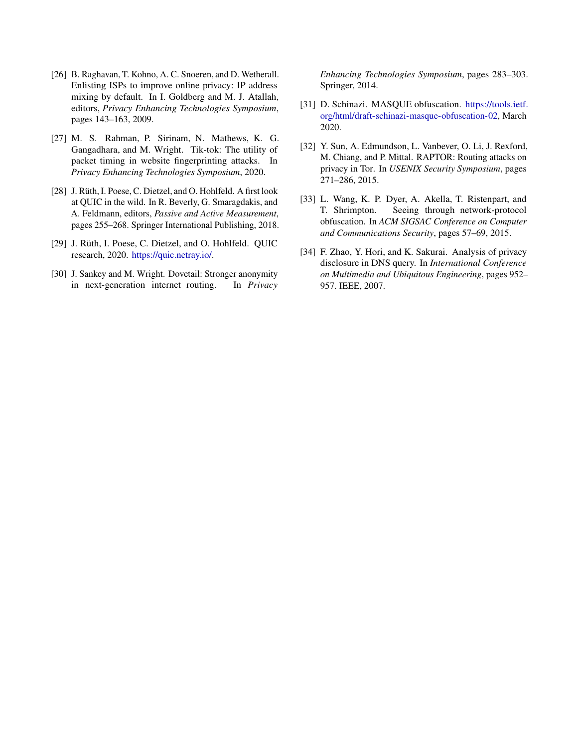[26] B. Raghavan, T. Kohno, A. C. Snoeren, and D. Wetherall. Enlisting ISPs to improve online privacy: IP address mixing by default. In I. Goldberg and M. J. Atallah, editors, *Privacy Enhancing Technologies Symposium*, pages 143–163, 2009.

[27] M. S. Rahman, P. Sirinam, N. Mathews, K. G. Gangadhara, and M. Wright. Tik-tok: The utility of packet timing in website fingerprinting attacks. In *Privacy Enhancing Technologies Symposium*, 2020.

[28] J. Rüth, I. Poese, C. Dietzel, and O. Hohlfeld. A first look at QUIC in the wild. In R. Beverly, G. Smaragdakis, and A. Feldmann, editors, *Passive and Active Measurement*, pages 255–268. Springer International Publishing, 2018.

[29] J. Rüth, I. Poese, C. Dietzel, and O. Hohlfeld. QUIC research, 2020. https://quic.netray.io/.

[30] J. Sankey and M. Wright. Dovetail: Stronger anonymity in next-generation internet routing. In *Privacy Enhancing Technologies Symposium*, pages 283–303. Springer, 2014.

[31] D. Schinazi. MASQUE obfuscation. https://tools.ietf.org/html/draft-schinazi-masque-obfuscation-02, March 2020.

[32] Y. Sun, A. Edmundson, L. Vanbever, O. Li, J. Rexford, M. Chiang, and P. Mittal. RAPTOR: Routing attacks on privacy in Tor. In *USENIX Security Symposium*, pages 271–286, 2015.

[33] L. Wang, K. P. Dyer, A. Akella, T. Ristenpart, and T. Shrimpton. Seeing through network-protocol obfuscation. In *ACM SIGSAC Conference on Computer and Communications Security*, pages 57–69, 2015.

[34] F. Zhao, Y. Hori, and K. Sakurai. Analysis of privacy disclosure in DNS query. In *International Conference on Multimedia and Ubiquitous Engineering*, pages 952–957. IEEE, 2007.